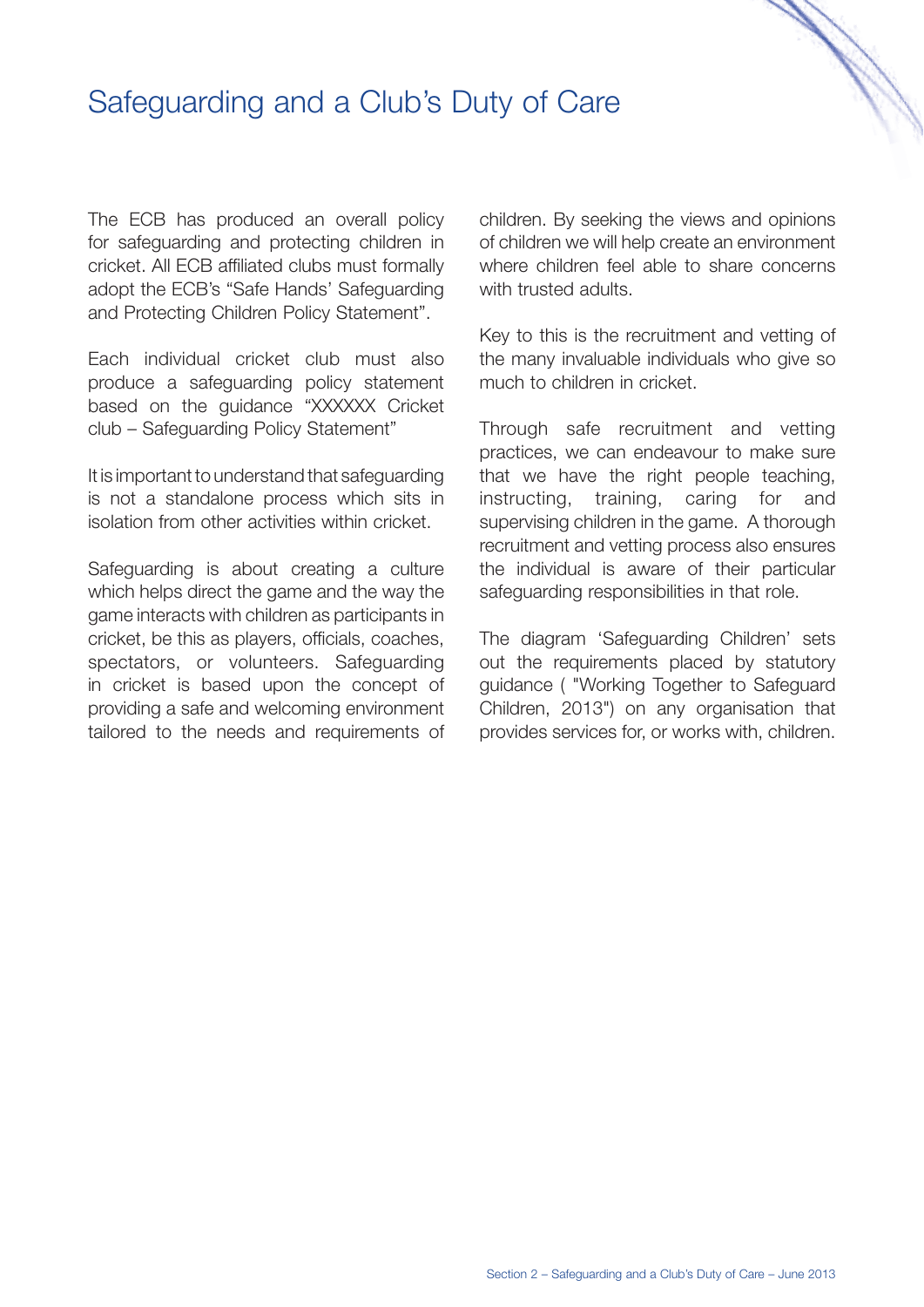# Safeguarding and a Club's Duty of Care

The ECB has produced an overall policy for safeguarding and protecting children in cricket. All ECB affiliated clubs must formally adopt the ECB's "Safe Hands' Safeguarding and Protecting Children Policy Statement".

Each individual cricket club must also produce a safeguarding policy statement based on the guidance "XXXXXX Cricket club – Safeguarding Policy Statement"

It is important to understand that safeguarding is not a standalone process which sits in isolation from other activities within cricket.

Safeguarding is about creating a culture which helps direct the game and the way the game interacts with children as participants in cricket, be this as players, officials, coaches, spectators, or volunteers. Safeguarding in cricket is based upon the concept of providing a safe and welcoming environment tailored to the needs and requirements of children. By seeking the views and opinions of children we will help create an environment where children feel able to share concerns with trusted adults.

Key to this is the recruitment and vetting of the many invaluable individuals who give so much to children in cricket.

Through safe recruitment and vetting practices, we can endeavour to make sure that we have the right people teaching, instructing, training, caring for and supervising children in the game. A thorough recruitment and vetting process also ensures the individual is aware of their particular safeguarding responsibilities in that role.

The diagram 'Safeguarding Children' sets out the requirements placed by statutory guidance ( "Working Together to Safeguard Children, 2013") on any organisation that provides services for, or works with, children.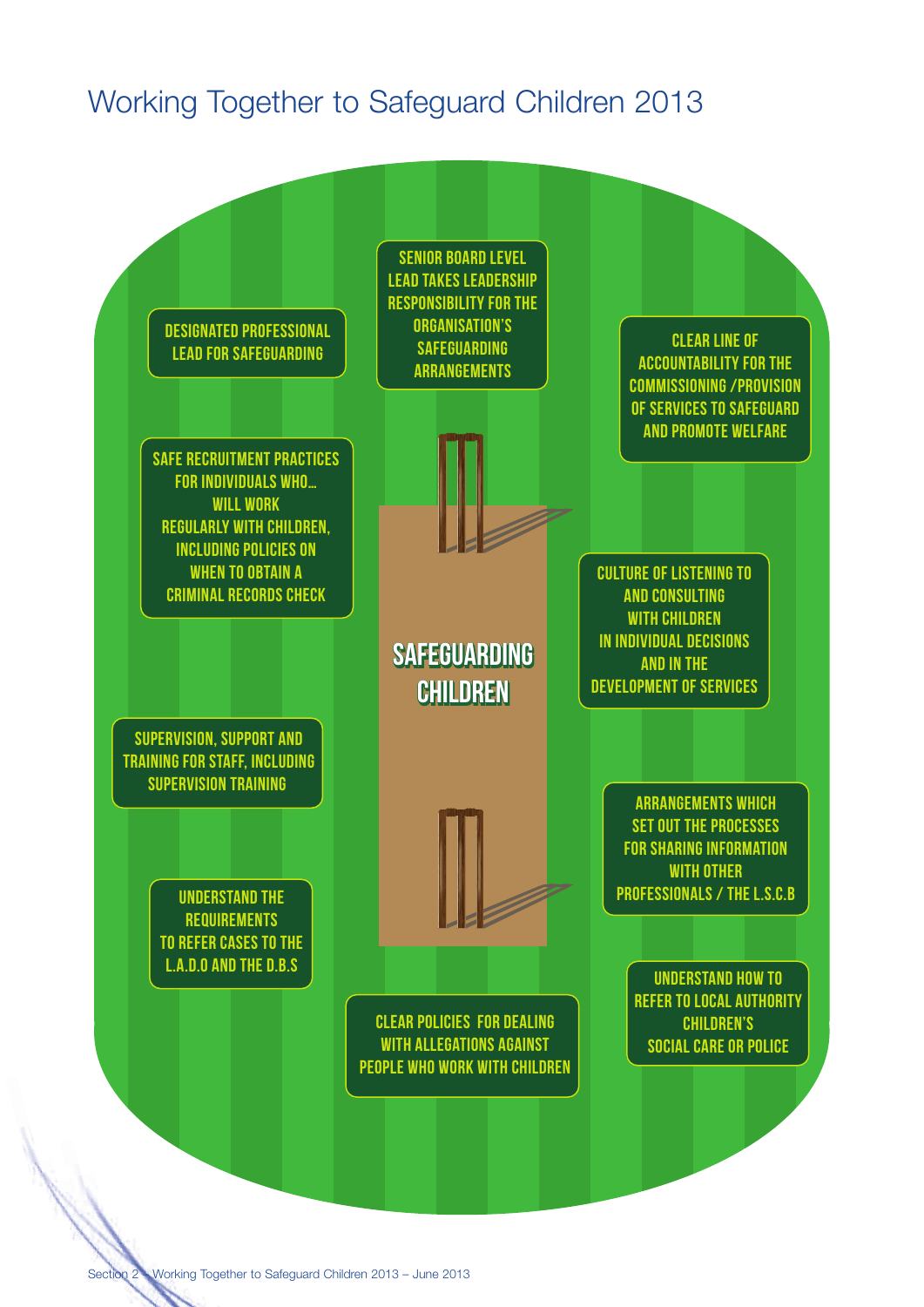# Working Together to Safeguard Children 2013

**SAFEGUARDING CHILDREN**

- DESIGNATED PROFESSIONAL LEAD FOR SAFEGUARDING
- SENIOR BOARD LEVEL LEAD TAKES LEADERSHIP RESPONSIBILITY FOR THE ORGANISATION'S SAFEGUARDING ARRANGEMENTS
- CLEAR LINE OF ACCOUNTABILITY FOR THE COMMISSIONING /PROVISION OF SERVICES TO SAFEGUARD AND PROMOTE WELFARE
- SAFE RECRUITMENT PRACTICES FOR INDIVIDUALS WHO... WILL WORK REGULARLY WITH CHILDREN, INCLUDING POLICIES ON WHEN TO OBTAIN A CRIMINAL RECORDS CHECK
- CULTURE OF LISTENING TO AND CONSULTING WITH CHILDREN IN INDIVIDUAL DECISIONS AND IN THE DEVELOPMENT OF SERVICES
- SUPERVISION, SUPPORT AND TRAINING FOR STAFF, INCLUDING SUPERVISION TRAINING
- ARRANGEMENTS WHICH SET OUT THE PROCESSES FOR SHARING INFORMATION WITH OTHER PROFESSIONALS / THE L.S.C.B
- UNDERSTAND THE REQUIREMENTS TO REFER CASES TO THE L.A.D.O AND THE D.B.S
- UNDERSTAND HOW TO REFER TO LOCAL AUTHORITY CHILDREN'S SOCIAL CARE OR POLICE
- CLEAR POLICIES FOR DEALING WITH ALLEGATIONS AGAINST PEOPLE WHO WORK WITH CHILDREN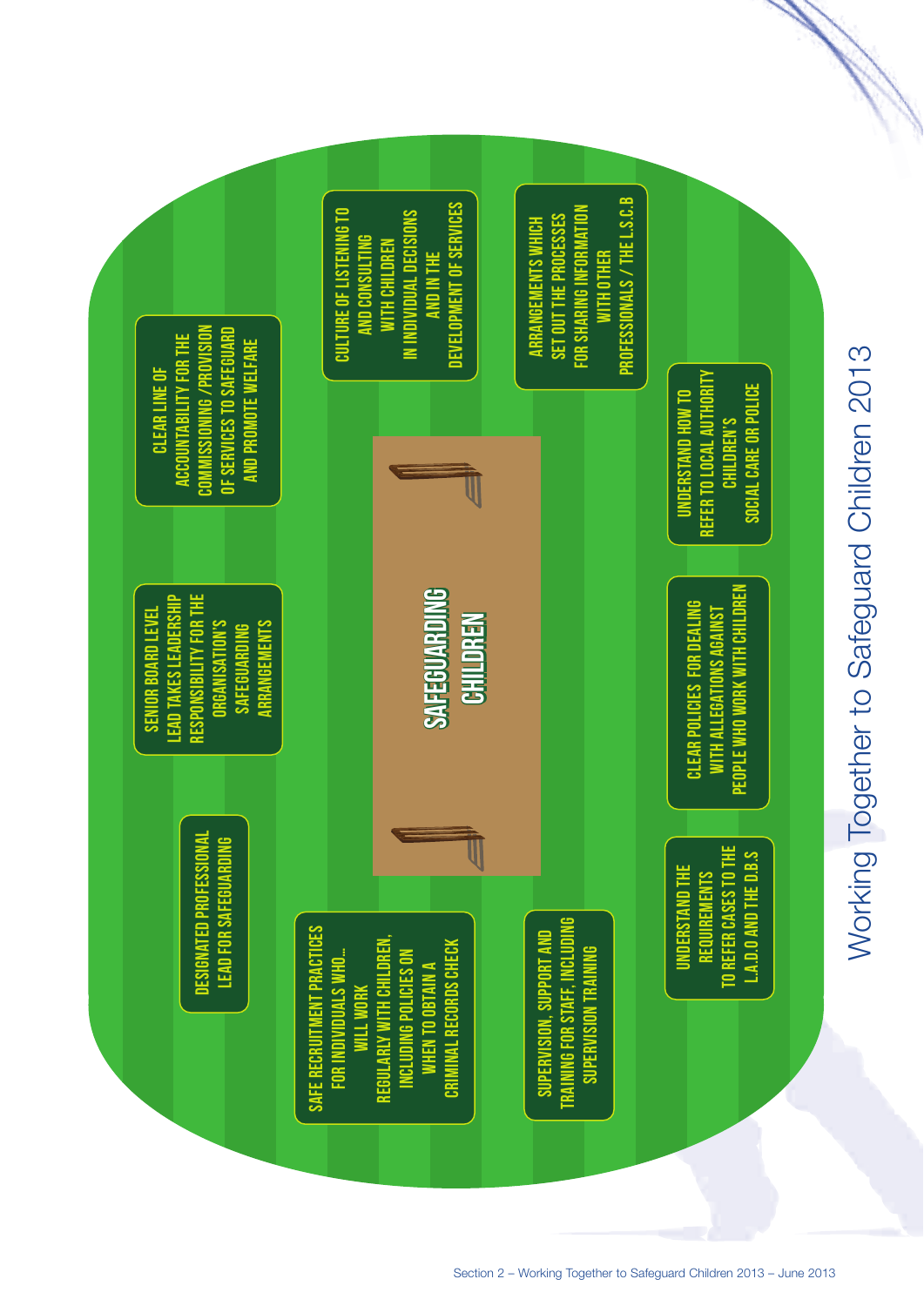# Working Together to Safeguard Children 2013

## SAFEGUARDING CHILDREN

- CLEAR LINE OF ACCOUNTABILITY FOR THE COMMISSIONING /PROVISION OF SERVICES TO SAFEGUARD AND PROMOTE WELFARE
- SENIOR BOARD LEVEL LEAD TAKES LEADERSHIP RESPONSIBILITY FOR THE ORGANISATION'S SAFEGUARDING ARRANGEMENTS
- DESIGNATED PROFESSIONAL LEAD FOR SAFEGUARDING
- CULTURE OF LISTENING TO AND CONSULTING WITH CHILDREN IN INDIVIDUAL DECISIONS AND IN THE DEVELOPMENT OF SERVICES
- SAFE RECRUITMENT PRACTICES FOR INDIVIDUALS WHO... WILL WORK REGULARLY WITH CHILDREN, INCLUDING POLICIES ON WHEN TO OBTAIN A CRIMINAL RECORDS CHECK
- ARRANGEMENTS WHICH SET OUT THE PROCESSES FOR SHARING INFORMATION WITH OTHER PROFESSIONALS / THE L.S.C.B
- SUPERVISION, SUPPORT AND TRAINING FOR STAFF, INCLUDING SUPERVISION TRAINING
- UNDERSTAND HOW TO REFER TO LOCAL AUTHORITY CHILDREN'S SOCIAL CARE OR POLICE
- CLEAR POLICIES FOR DEALING WITH ALLEGATIONS AGAINST PEOPLE WHO WORK WITH CHILDREN
- UNDERSTAND THE REQUIREMENTS TO REFER CASES TO THE L.A.D.O AND THE D.B.S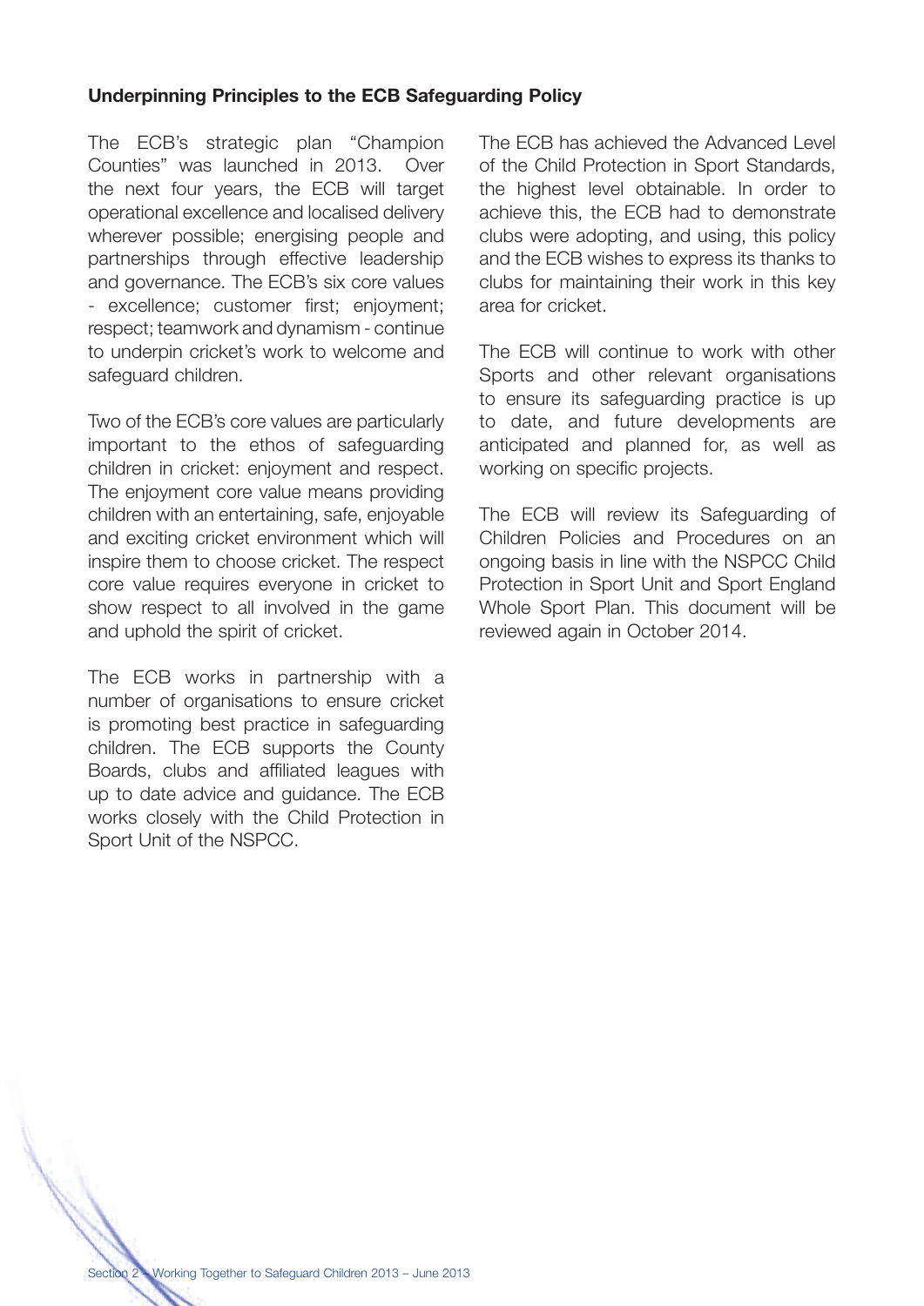**Underpinning Principles to the ECB Safeguarding Policy**

The ECB's strategic plan "Champion Counties" was launched in 2013. Over the next four years, the ECB will target operational excellence and localised delivery wherever possible; energising people and partnerships through effective leadership and governance. The ECB's six core values - excellence; customer first; enjoyment; respect; teamwork and dynamism - continue to underpin cricket's work to welcome and safeguard children.

Two of the ECB's core values are particularly important to the ethos of safeguarding children in cricket: enjoyment and respect. The enjoyment core value means providing children with an entertaining, safe, enjoyable and exciting cricket environment which will inspire them to choose cricket. The respect core value requires everyone in cricket to show respect to all involved in the game and uphold the spirit of cricket.

The ECB works in partnership with a number of organisations to ensure cricket is promoting best practice in safeguarding children. The ECB supports the County Boards, clubs and affiliated leagues with up to date advice and guidance. The ECB works closely with the Child Protection in Sport Unit of the NSPCC.

The ECB has achieved the Advanced Level of the Child Protection in Sport Standards, the highest level obtainable. In order to achieve this, the ECB had to demonstrate clubs were adopting, and using, this policy and the ECB wishes to express its thanks to clubs for maintaining their work in this key area for cricket.

The ECB will continue to work with other Sports and other relevant organisations to ensure its safeguarding practice is up to date, and future developments are anticipated and planned for, as well as working on specific projects.

The ECB will review its Safeguarding of Children Policies and Procedures on an ongoing basis in line with the NSPCC Child Protection in Sport Unit and Sport England Whole Sport Plan. This document will be reviewed again in October 2014.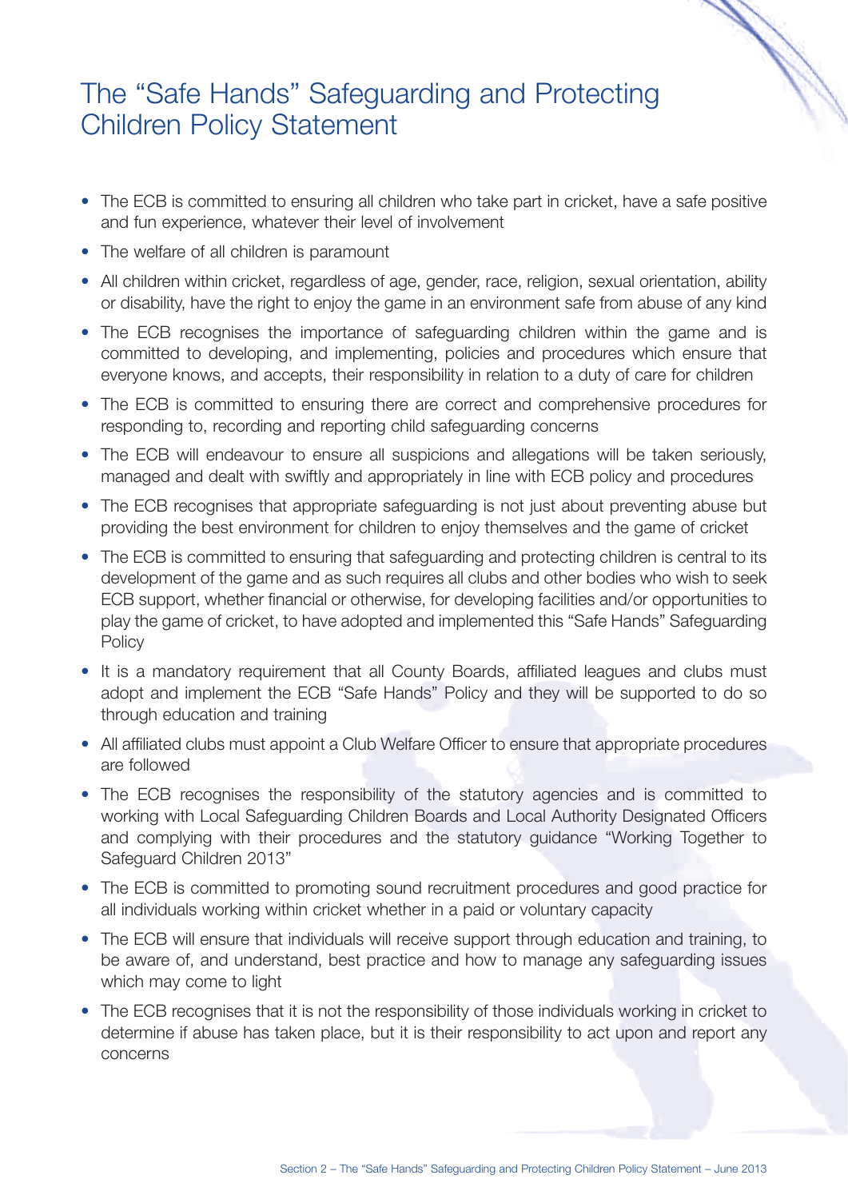# The "Safe Hands" Safeguarding and Protecting Children Policy Statement

- The ECB is committed to ensuring all children who take part in cricket, have a safe positive and fun experience, whatever their level of involvement
- The welfare of all children is paramount
- All children within cricket, regardless of age, gender, race, religion, sexual orientation, ability or disability, have the right to enjoy the game in an environment safe from abuse of any kind
- The ECB recognises the importance of safeguarding children within the game and is committed to developing, and implementing, policies and procedures which ensure that everyone knows, and accepts, their responsibility in relation to a duty of care for children
- The ECB is committed to ensuring there are correct and comprehensive procedures for responding to, recording and reporting child safeguarding concerns
- The ECB will endeavour to ensure all suspicions and allegations will be taken seriously, managed and dealt with swiftly and appropriately in line with ECB policy and procedures
- The ECB recognises that appropriate safeguarding is not just about preventing abuse but providing the best environment for children to enjoy themselves and the game of cricket
- The ECB is committed to ensuring that safeguarding and protecting children is central to its development of the game and as such requires all clubs and other bodies who wish to seek ECB support, whether financial or otherwise, for developing facilities and/or opportunities to play the game of cricket, to have adopted and implemented this "Safe Hands" Safeguarding Policy
- It is a mandatory requirement that all County Boards, affiliated leagues and clubs must adopt and implement the ECB "Safe Hands" Policy and they will be supported to do so through education and training
- All affiliated clubs must appoint a Club Welfare Officer to ensure that appropriate procedures are followed
- The ECB recognises the responsibility of the statutory agencies and is committed to working with Local Safeguarding Children Boards and Local Authority Designated Officers and complying with their procedures and the statutory guidance "Working Together to Safeguard Children 2013"
- The ECB is committed to promoting sound recruitment procedures and good practice for all individuals working within cricket whether in a paid or voluntary capacity
- The ECB will ensure that individuals will receive support through education and training, to be aware of, and understand, best practice and how to manage any safeguarding issues which may come to light
- The ECB recognises that it is not the responsibility of those individuals working in cricket to determine if abuse has taken place, but it is their responsibility to act upon and report any concerns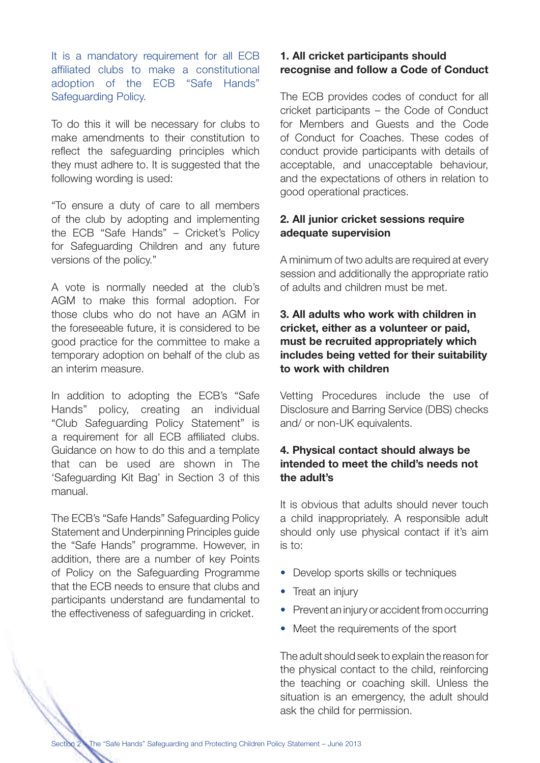It is a mandatory requirement for all ECB affiliated clubs to make a constitutional adoption of the ECB "Safe Hands" Safeguarding Policy.

To do this it will be necessary for clubs to make amendments to their constitution to reflect the safeguarding principles which they must adhere to. It is suggested that the following wording is used:

"To ensure a duty of care to all members of the club by adopting and implementing the ECB "Safe Hands" – Cricket's Policy for Safeguarding Children and any future versions of the policy."

A vote is normally needed at the club's AGM to make this formal adoption. For those clubs who do not have an AGM in the foreseeable future, it is considered to be good practice for the committee to make a temporary adoption on behalf of the club as an interim measure.

In addition to adopting the ECB's "Safe Hands" policy, creating an individual "Club Safeguarding Policy Statement" is a requirement for all ECB affiliated clubs. Guidance on how to do this and a template that can be used are shown in The 'Safeguarding Kit Bag' in Section 3 of this manual.

The ECB's "Safe Hands" Safeguarding Policy Statement and Underpinning Principles guide the "Safe Hands" programme. However, in addition, there are a number of key Points of Policy on the Safeguarding Programme that the ECB needs to ensure that clubs and participants understand are fundamental to the effectiveness of safeguarding in cricket.

**1. All cricket participants should recognise and follow a Code of Conduct**

The ECB provides codes of conduct for all cricket participants – the Code of Conduct for Members and Guests and the Code of Conduct for Coaches. These codes of conduct provide participants with details of acceptable, and unacceptable behaviour, and the expectations of others in relation to good operational practices.

**2. All junior cricket sessions require adequate supervision**

A minimum of two adults are required at every session and additionally the appropriate ratio of adults and children must be met.

**3. All adults who work with children in cricket, either as a volunteer or paid, must be recruited appropriately which includes being vetted for their suitability to work with children**

Vetting Procedures include the use of Disclosure and Barring Service (DBS) checks and/ or non-UK equivalents.

**4. Physical contact should always be intended to meet the child's needs not the adult's**

It is obvious that adults should never touch a child inappropriately. A responsible adult should only use physical contact if it's aim is to:

- Develop sports skills or techniques
- Treat an injury
- Prevent an injury or accident from occurring
- Meet the requirements of the sport

The adult should seek to explain the reason for the physical contact to the child, reinforcing the teaching or coaching skill. Unless the situation is an emergency, the adult should ask the child for permission.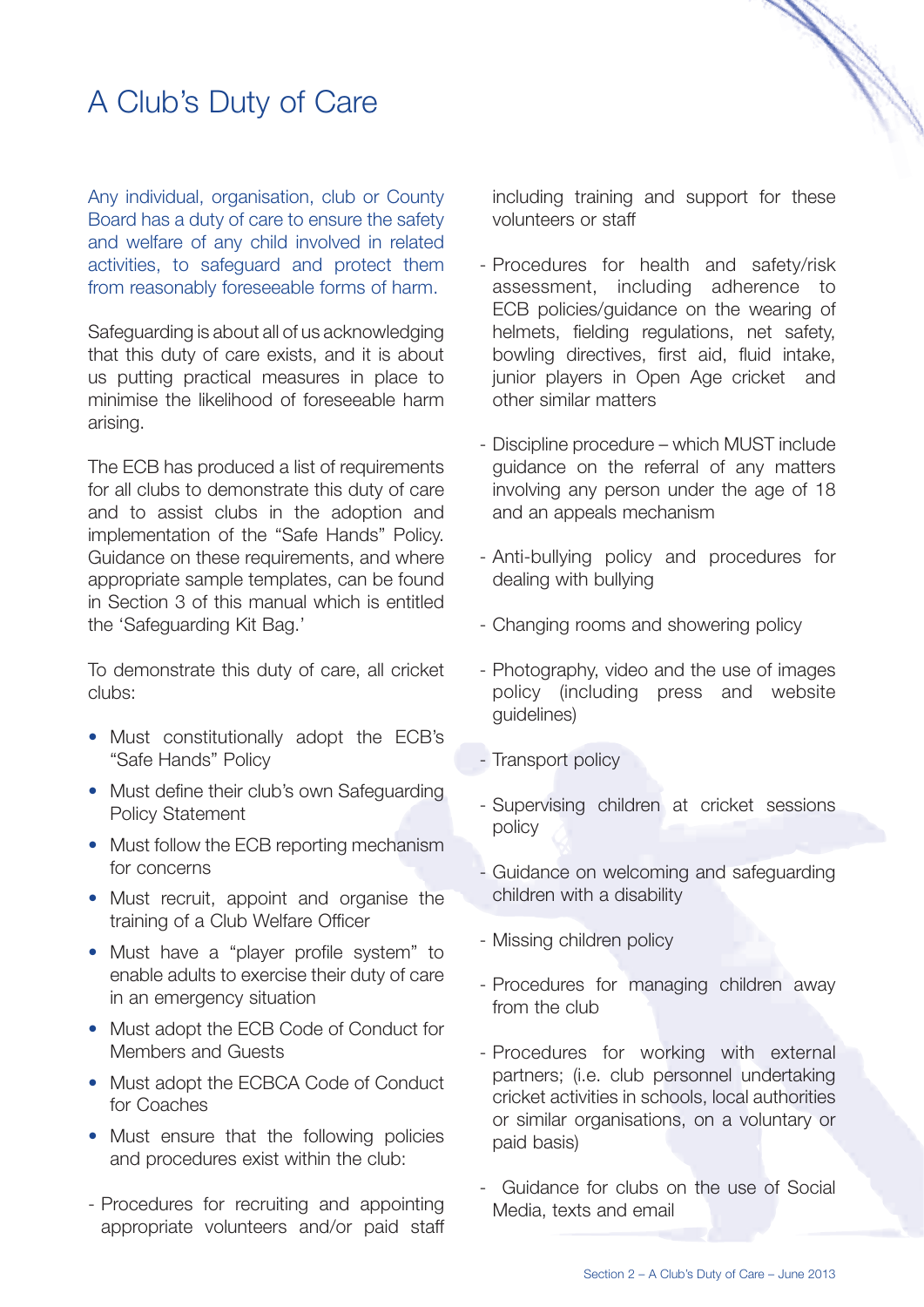# A Club's Duty of Care

Any individual, organisation, club or County Board has a duty of care to ensure the safety and welfare of any child involved in related activities, to safeguard and protect them from reasonably foreseeable forms of harm.

Safeguarding is about all of us acknowledging that this duty of care exists, and it is about us putting practical measures in place to minimise the likelihood of foreseeable harm arising.

The ECB has produced a list of requirements for all clubs to demonstrate this duty of care and to assist clubs in the adoption and implementation of the "Safe Hands" Policy. Guidance on these requirements, and where appropriate sample templates, can be found in Section 3 of this manual which is entitled the 'Safeguarding Kit Bag.'

To demonstrate this duty of care, all cricket clubs:

- Must constitutionally adopt the ECB's "Safe Hands" Policy
- Must define their club's own Safeguarding Policy Statement
- Must follow the ECB reporting mechanism for concerns
- Must recruit, appoint and organise the training of a Club Welfare Officer
- Must have a "player profile system" to enable adults to exercise their duty of care in an emergency situation
- Must adopt the ECB Code of Conduct for Members and Guests
- Must adopt the ECBCA Code of Conduct for Coaches
- Must ensure that the following policies and procedures exist within the club:

- Procedures for recruiting and appointing appropriate volunteers and/or paid staff including training and support for these volunteers or staff
- Procedures for health and safety/risk assessment, including adherence to ECB policies/guidance on the wearing of helmets, fielding regulations, net safety, bowling directives, first aid, fluid intake, junior players in Open Age cricket and other similar matters
- Discipline procedure – which MUST include guidance on the referral of any matters involving any person under the age of 18 and an appeals mechanism
- Anti-bullying policy and procedures for dealing with bullying
- Changing rooms and showering policy
- Photography, video and the use of images policy (including press and website guidelines)
- Transport policy
- Supervising children at cricket sessions policy
- Guidance on welcoming and safeguarding children with a disability
- Missing children policy
- Procedures for managing children away from the club
- Procedures for working with external partners; (i.e. club personnel undertaking cricket activities in schools, local authorities or similar organisations, on a voluntary or paid basis)
- Guidance for clubs on the use of Social Media, texts and email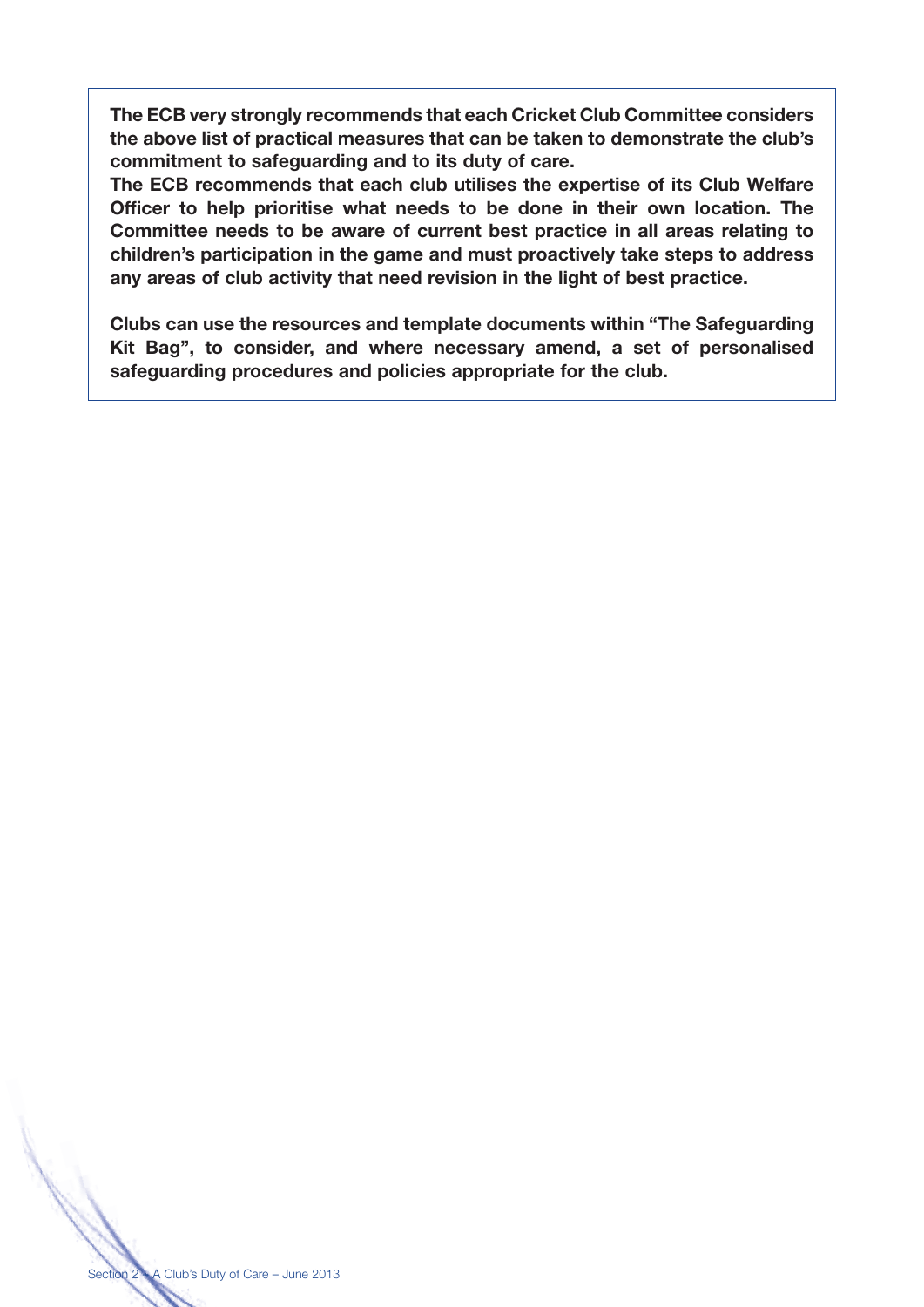**The ECB very strongly recommends that each Cricket Club Committee considers the above list of practical measures that can be taken to demonstrate the club's commitment to safeguarding and to its duty of care.**

**The ECB recommends that each club utilises the expertise of its Club Welfare Officer to help prioritise what needs to be done in their own location. The Committee needs to be aware of current best practice in all areas relating to children's participation in the game and must proactively take steps to address any areas of club activity that need revision in the light of best practice.**

**Clubs can use the resources and template documents within "The Safeguarding Kit Bag", to consider, and where necessary amend, a set of personalised safeguarding procedures and policies appropriate for the club.**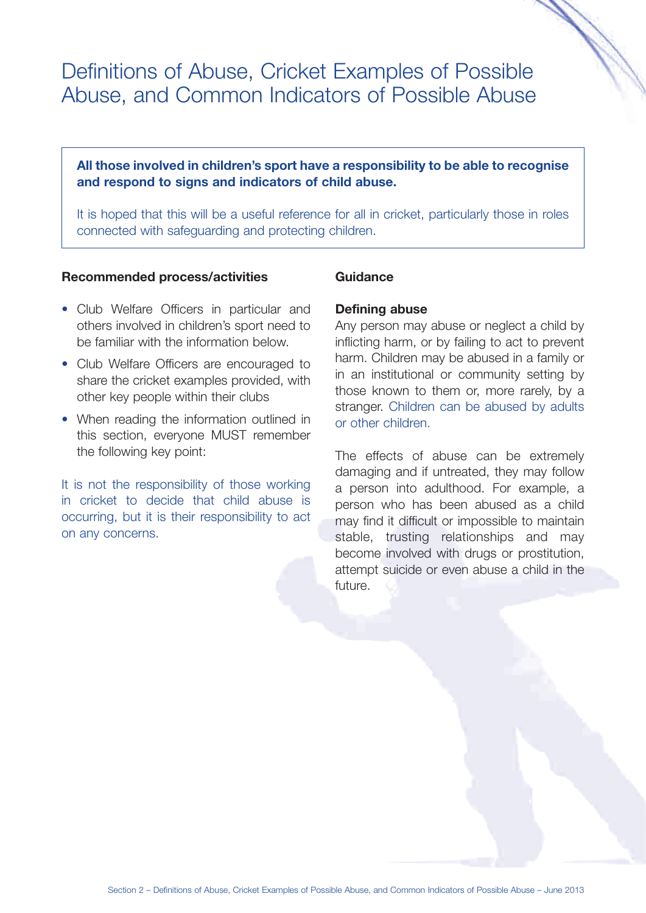# Definitions of Abuse, Cricket Examples of Possible Abuse, and Common Indicators of Possible Abuse

**All those involved in children's sport have a responsibility to be able to recognise and respond to signs and indicators of child abuse.**

It is hoped that this will be a useful reference for all in cricket, particularly those in roles connected with safeguarding and protecting children.

### Recommended process/activities

- Club Welfare Officers in particular and others involved in children's sport need to be familiar with the information below.
- Club Welfare Officers are encouraged to share the cricket examples provided, with other key people within their clubs
- When reading the information outlined in this section, everyone MUST remember the following key point:

It is not the responsibility of those working in cricket to decide that child abuse is occurring, but it is their responsibility to act on any concerns.

### Guidance

**Defining abuse**

Any person may abuse or neglect a child by inflicting harm, or by failing to act to prevent harm. Children may be abused in a family or in an institutional or community setting by those known to them or, more rarely, by a stranger. Children can be abused by adults or other children.

The effects of abuse can be extremely damaging and if untreated, they may follow a person into adulthood. For example, a person who has been abused as a child may find it difficult or impossible to maintain stable, trusting relationships and may become involved with drugs or prostitution, attempt suicide or even abuse a child in the future.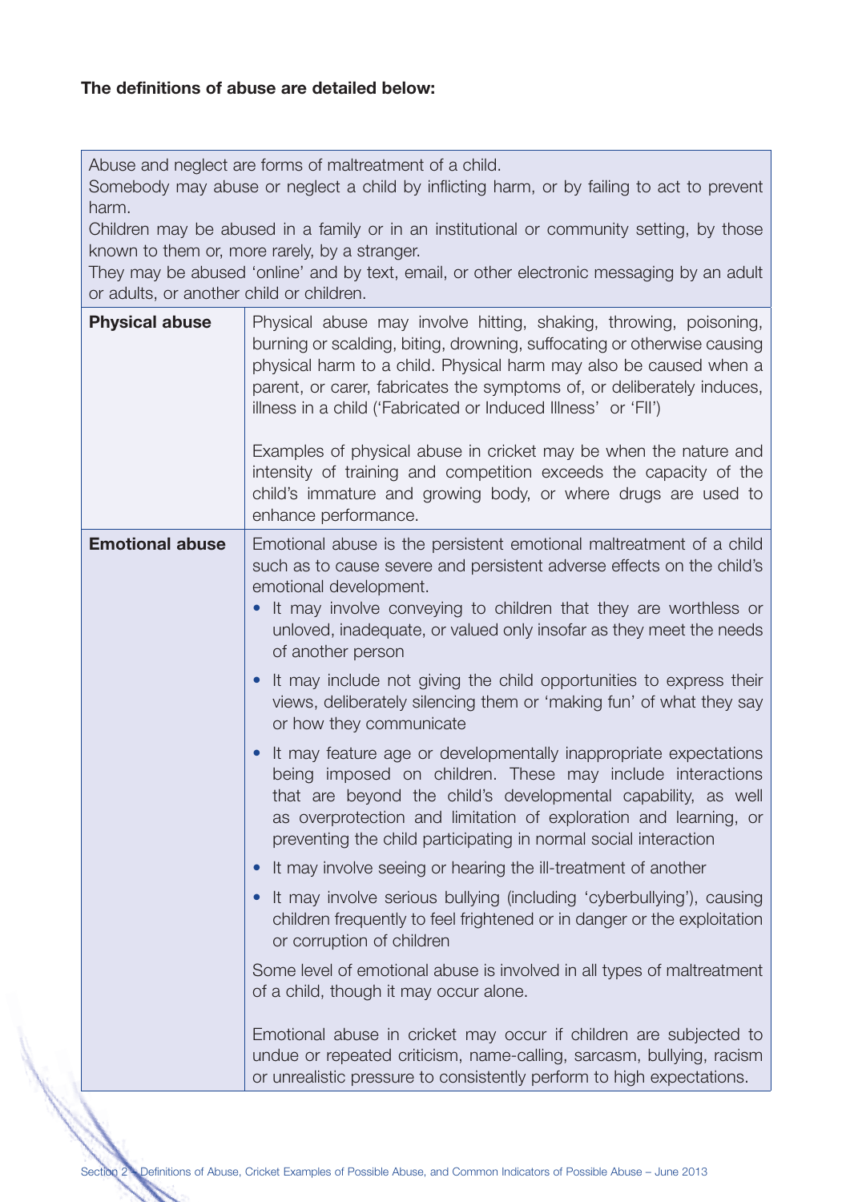**The definitions of abuse are detailed below:**

Abuse and neglect are forms of maltreatment of a child.
Somebody may abuse or neglect a child by inflicting harm, or by failing to act to prevent harm.
Children may be abused in a family or in an institutional or community setting, by those known to them or, more rarely, by a stranger.
They may be abused 'online' and by text, email, or other electronic messaging by an adult or adults, or another child or children.

| | |
|---|---|
| **Physical abuse** | Physical abuse may involve hitting, shaking, throwing, poisoning, burning or scalding, biting, drowning, suffocating or otherwise causing physical harm to a child. Physical harm may also be caused when a parent, or carer, fabricates the symptoms of, or deliberately induces, illness in a child ('Fabricated or Induced Illness' or 'FII')<br><br>Examples of physical abuse in cricket may be when the nature and intensity of training and competition exceeds the capacity of the child's immature and growing body, or where drugs are used to enhance performance. |
| **Emotional abuse** | Emotional abuse is the persistent emotional maltreatment of a child such as to cause severe and persistent adverse effects on the child's emotional development.<br>• It may involve conveying to children that they are worthless or unloved, inadequate, or valued only insofar as they meet the needs of another person<br>• It may include not giving the child opportunities to express their views, deliberately silencing them or 'making fun' of what they say or how they communicate<br>• It may feature age or developmentally inappropriate expectations being imposed on children. These may include interactions that are beyond the child's developmental capability, as well as overprotection and limitation of exploration and learning, or preventing the child participating in normal social interaction<br>• It may involve seeing or hearing the ill-treatment of another<br>• It may involve serious bullying (including 'cyberbullying'), causing children frequently to feel frightened or in danger or the exploitation or corruption of children<br><br>Some level of emotional abuse is involved in all types of maltreatment of a child, though it may occur alone.<br><br>Emotional abuse in cricket may occur if children are subjected to undue or repeated criticism, name-calling, sarcasm, bullying, racism or unrealistic pressure to consistently perform to high expectations. |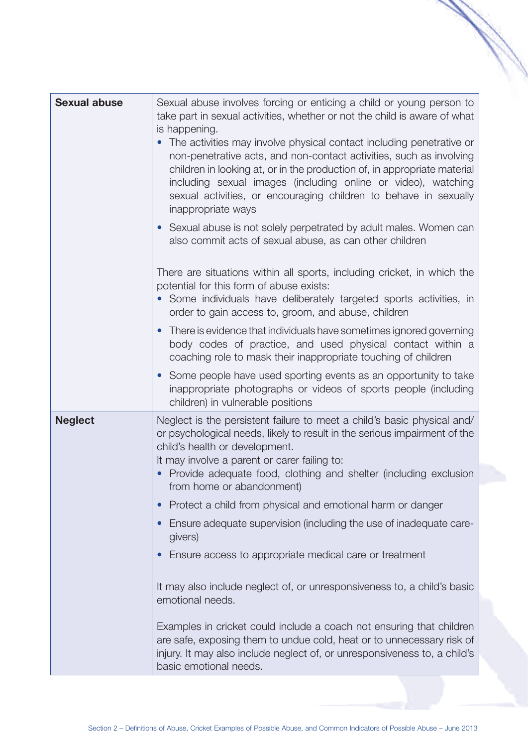| | |
|---|---|
| **Sexual abuse** | Sexual abuse involves forcing or enticing a child or young person to take part in sexual activities, whether or not the child is aware of what is happening.<br>• The activities may involve physical contact including penetrative or non-penetrative acts, and non-contact activities, such as involving children in looking at, or in the production of, in appropriate material including sexual images (including online or video), watching sexual activities, or encouraging children to behave in sexually inappropriate ways<br>• Sexual abuse is not solely perpetrated by adult males. Women can also commit acts of sexual abuse, as can other children<br><br>There are situations within all sports, including cricket, in which the potential for this form of abuse exists:<br>• Some individuals have deliberately targeted sports activities, in order to gain access to, groom, and abuse, children<br>• There is evidence that individuals have sometimes ignored governing body codes of practice, and used physical contact within a coaching role to mask their inappropriate touching of children<br>• Some people have used sporting events as an opportunity to take inappropriate photographs or videos of sports people (including children) in vulnerable positions |
| **Neglect** | Neglect is the persistent failure to meet a child's basic physical and/ or psychological needs, likely to result in the serious impairment of the child's health or development.<br>It may involve a parent or carer failing to:<br>• Provide adequate food, clothing and shelter (including exclusion from home or abandonment)<br>• Protect a child from physical and emotional harm or danger<br>• Ensure adequate supervision (including the use of inadequate care-givers)<br>• Ensure access to appropriate medical care or treatment<br><br>It may also include neglect of, or unresponsiveness to, a child's basic emotional needs.<br><br>Examples in cricket could include a coach not ensuring that children are safe, exposing them to undue cold, heat or to unnecessary risk of injury. It may also include neglect of, or unresponsiveness to, a child's basic emotional needs. |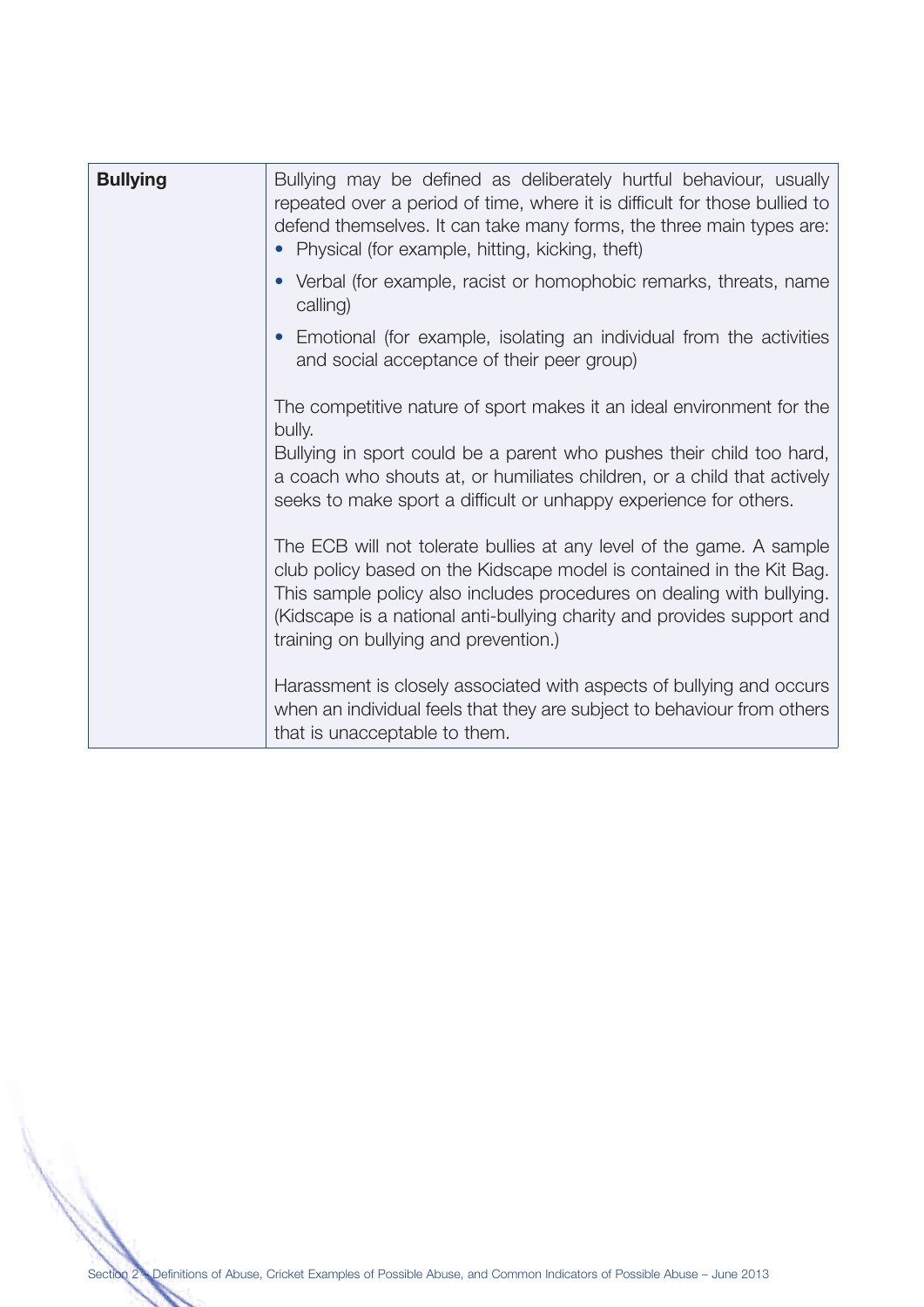| Bullying | Bullying may be defined as deliberately hurtful behaviour, usually repeated over a period of time, where it is difficult for those bullied to defend themselves. It can take many forms, the three main types are:<br>• Physical (for example, hitting, kicking, theft)<br>• Verbal (for example, racist or homophobic remarks, threats, name calling)<br>• Emotional (for example, isolating an individual from the activities and social acceptance of their peer group)<br><br>The competitive nature of sport makes it an ideal environment for the bully.<br>Bullying in sport could be a parent who pushes their child too hard, a coach who shouts at, or humiliates children, or a child that actively seeks to make sport a difficult or unhappy experience for others.<br><br>The ECB will not tolerate bullies at any level of the game. A sample club policy based on the Kidscape model is contained in the Kit Bag. This sample policy also includes procedures on dealing with bullying. (Kidscape is a national anti-bullying charity and provides support and training on bullying and prevention.)<br><br>Harassment is closely associated with aspects of bullying and occurs when an individual feels that they are subject to behaviour from others that is unacceptable to them. |
|---|---|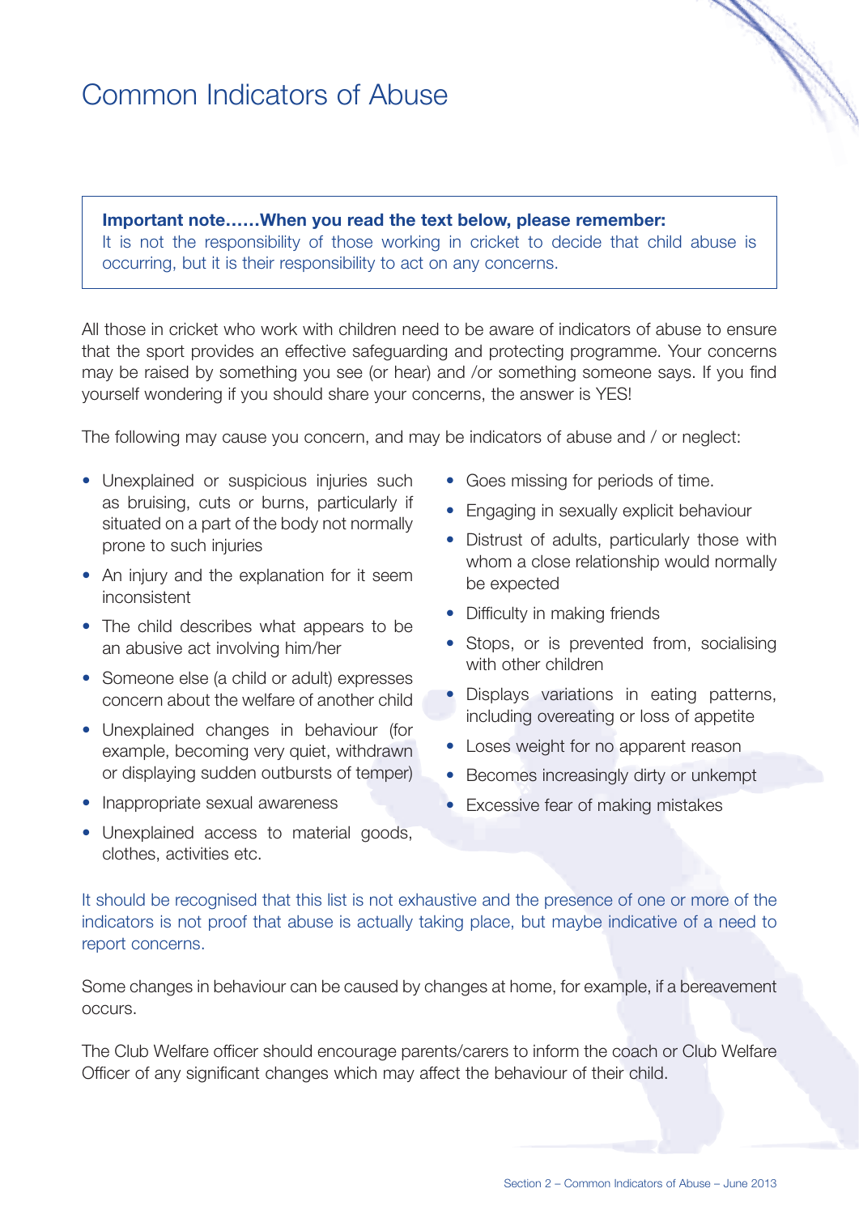# Common Indicators of Abuse

> **Important note……When you read the text below, please remember:**
> It is not the responsibility of those working in cricket to decide that child abuse is occurring, but it is their responsibility to act on any concerns.

All those in cricket who work with children need to be aware of indicators of abuse to ensure that the sport provides an effective safeguarding and protecting programme. Your concerns may be raised by something you see (or hear) and /or something someone says. If you find yourself wondering if you should share your concerns, the answer is YES!

The following may cause you concern, and may be indicators of abuse and / or neglect:

- Unexplained or suspicious injuries such as bruising, cuts or burns, particularly if situated on a part of the body not normally prone to such injuries
- An injury and the explanation for it seem inconsistent
- The child describes what appears to be an abusive act involving him/her
- Someone else (a child or adult) expresses concern about the welfare of another child
- Unexplained changes in behaviour (for example, becoming very quiet, withdrawn or displaying sudden outbursts of temper)
- Inappropriate sexual awareness
- Unexplained access to material goods, clothes, activities etc.
- Goes missing for periods of time.
- Engaging in sexually explicit behaviour
- Distrust of adults, particularly those with whom a close relationship would normally be expected
- Difficulty in making friends
- Stops, or is prevented from, socialising with other children
- Displays variations in eating patterns, including overeating or loss of appetite
- Loses weight for no apparent reason
- Becomes increasingly dirty or unkempt
- Excessive fear of making mistakes

It should be recognised that this list is not exhaustive and the presence of one or more of the indicators is not proof that abuse is actually taking place, but maybe indicative of a need to report concerns.

Some changes in behaviour can be caused by changes at home, for example, if a bereavement occurs.

The Club Welfare officer should encourage parents/carers to inform the coach or Club Welfare Officer of any significant changes which may affect the behaviour of their child.